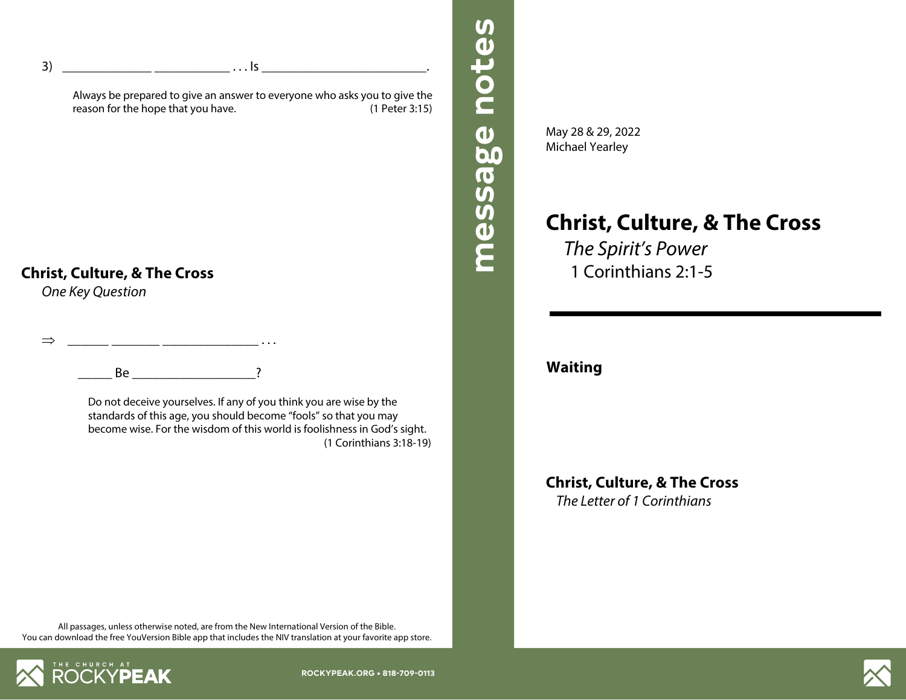3) _____________ ___________ . . . Is ________________________.

> Always be prepared to give an answer to everyone who asks you to give the reason for the hope that you have. (1 Peter 3:15)

## Christ, Culture, & The Cross

*One Key Question*

⇒ ______ _______ ______________ . . .

_____ Be __________________?

> Do not deceive yourselves. If any of you think you are wise by the standards of this age, you should become "fools" so that you may become wise. For the wisdom of this world is foolishness in God's sight. (1 Corinthians 3:18-19)

All passages, unless otherwise noted, are from the New International Version of the Bible.
You can download the free YouVersion Bible app that includes the NIV translation at your favorite app store.

THE CHURCH AT ROCKYPEAK

ROCKYPEAK.ORG • 818-709-0113

**message notes**

May 28 & 29, 2022
Michael Yearley

# Christ, Culture, & The Cross

*The Spirit's Power*

1 Corinthians 2:1-5

---

**Waiting**

## Christ, Culture, & The Cross

*The Letter of 1 Corinthians*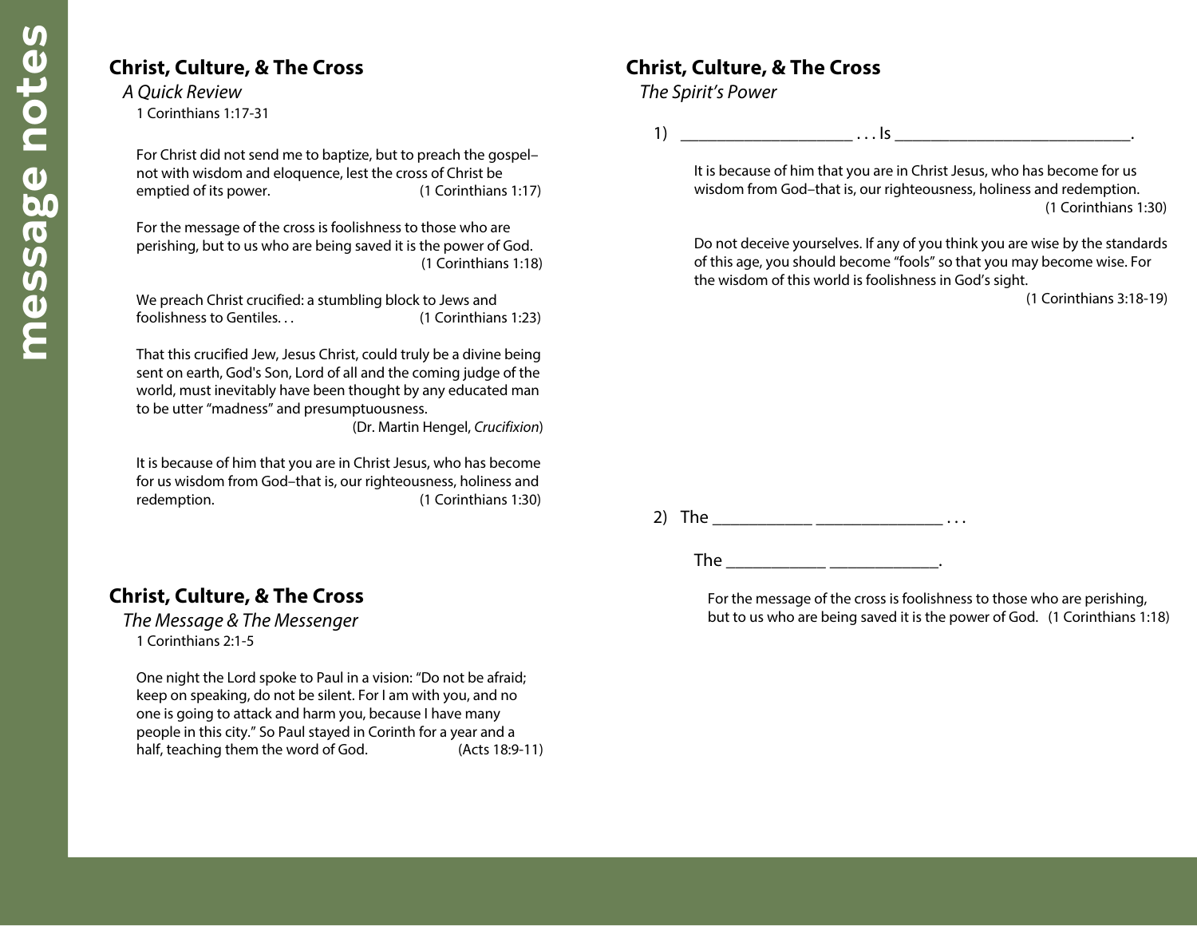## Christ, Culture, & The Cross

*A Quick Review*

1 Corinthians 1:17-31

For Christ did not send me to baptize, but to preach the gospel–not with wisdom and eloquence, lest the cross of Christ be emptied of its power. (1 Corinthians 1:17)

For the message of the cross is foolishness to those who are perishing, but to us who are being saved it is the power of God. (1 Corinthians 1:18)

We preach Christ crucified: a stumbling block to Jews and foolishness to Gentiles. . . (1 Corinthians 1:23)

That this crucified Jew, Jesus Christ, could truly be a divine being sent on earth, God's Son, Lord of all and the coming judge of the world, must inevitably have been thought by any educated man to be utter “madness” and presumptuousness. (Dr. Martin Hengel, *Crucifixion*)

It is because of him that you are in Christ Jesus, who has become for us wisdom from God–that is, our righteousness, holiness and redemption. (1 Corinthians 1:30)

## Christ, Culture, & The Cross

*The Message & The Messenger*

1 Corinthians 2:1-5

One night the Lord spoke to Paul in a vision: “Do not be afraid; keep on speaking, do not be silent. For I am with you, and no one is going to attack and harm you, because I have many people in this city.” So Paul stayed in Corinth for a year and a half, teaching them the word of God. (Acts 18:9-11)

## Christ, Culture, & The Cross

*The Spirit's Power*

1) ____________________ . . . Is ___________________________.

It is because of him that you are in Christ Jesus, who has become for us wisdom from God–that is, our righteousness, holiness and redemption. (1 Corinthians 1:30)

Do not deceive yourselves. If any of you think you are wise by the standards of this age, you should become “fools” so that you may become wise. For the wisdom of this world is foolishness in God's sight. (1 Corinthians 3:18-19)

2) The ___________ ______________ . . .

The ___________ ____________.

For the message of the cross is foolishness to those who are perishing, but to us who are being saved it is the power of God. (1 Corinthians 1:18)